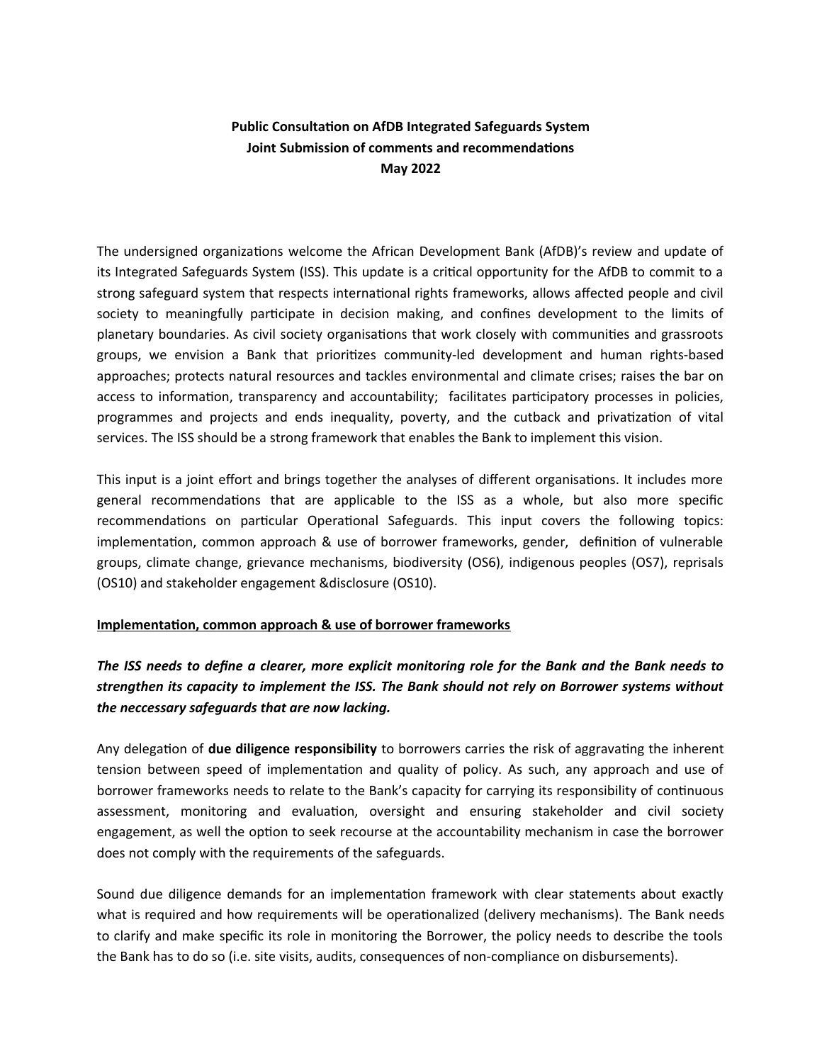**Public Consultation on AfDB Integrated Safeguards System**
**Joint Submission of comments and recommendations**
**May 2022**

The undersigned organizations welcome the African Development Bank (AfDB)'s review and update of its Integrated Safeguards System (ISS). This update is a critical opportunity for the AfDB to commit to a strong safeguard system that respects international rights frameworks, allows affected people and civil society to meaningfully participate in decision making, and confines development to the limits of planetary boundaries. As civil society organisations that work closely with communities and grassroots groups, we envision a Bank that prioritizes community-led development and human rights-based approaches; protects natural resources and tackles environmental and climate crises; raises the bar on access to information, transparency and accountability; facilitates participatory processes in policies, programmes and projects and ends inequality, poverty, and the cutback and privatization of vital services. The ISS should be a strong framework that enables the Bank to implement this vision.

This input is a joint effort and brings together the analyses of different organisations. It includes more general recommendations that are applicable to the ISS as a whole, but also more specific recommendations on particular Operational Safeguards. This input covers the following topics: implementation, common approach & use of borrower frameworks, gender, definition of vulnerable groups, climate change, grievance mechanisms, biodiversity (OS6), indigenous peoples (OS7), reprisals (OS10) and stakeholder engagement &disclosure (OS10).

**Implementation, common approach & use of borrower frameworks**

***The ISS needs to define a clearer, more explicit monitoring role for the Bank and the Bank needs to strengthen its capacity to implement the ISS. The Bank should not rely on Borrower systems without the neccessary safeguards that are now lacking.***

Any delegation of **due diligence responsibility** to borrowers carries the risk of aggravating the inherent tension between speed of implementation and quality of policy. As such, any approach and use of borrower frameworks needs to relate to the Bank's capacity for carrying its responsibility of continuous assessment, monitoring and evaluation, oversight and ensuring stakeholder and civil society engagement, as well the option to seek recourse at the accountability mechanism in case the borrower does not comply with the requirements of the safeguards.

Sound due diligence demands for an implementation framework with clear statements about exactly what is required and how requirements will be operationalized (delivery mechanisms). The Bank needs to clarify and make specific its role in monitoring the Borrower, the policy needs to describe the tools the Bank has to do so (i.e. site visits, audits, consequences of non-compliance on disbursements).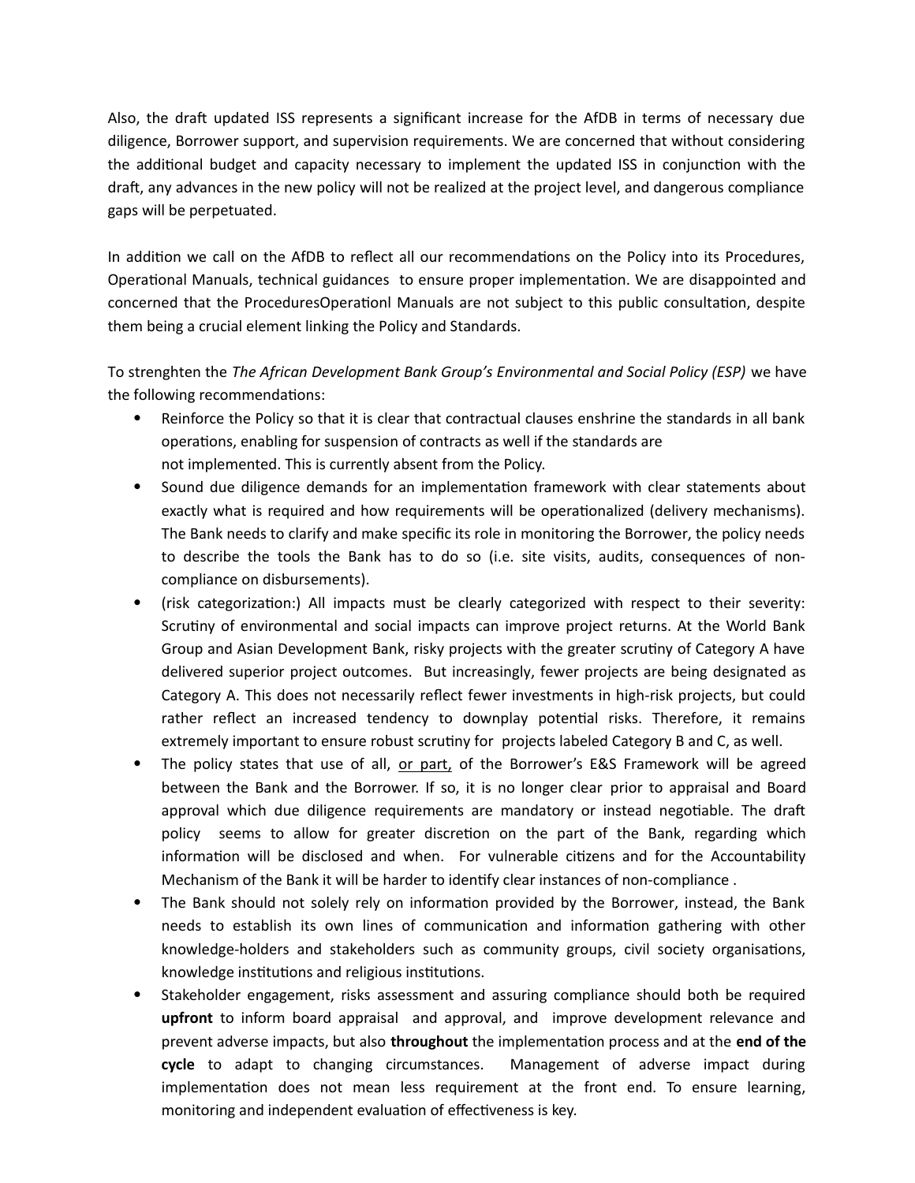Also, the draft updated ISS represents a significant increase for the AfDB in terms of necessary due diligence, Borrower support, and supervision requirements. We are concerned that without considering the additional budget and capacity necessary to implement the updated ISS in conjunction with the draft, any advances in the new policy will not be realized at the project level, and dangerous compliance gaps will be perpetuated.

In addition we call on the AfDB to reflect all our recommendations on the Policy into its Procedures, Operational Manuals, technical guidances to ensure proper implementation. We are disappointed and concerned that the ProceduresOperationl Manuals are not subject to this public consultation, despite them being a crucial element linking the Policy and Standards.

To strenghten the *The African Development Bank Group's Environmental and Social Policy (ESP)* we have the following recommendations:

- Reinforce the Policy so that it is clear that contractual clauses enshrine the standards in all bank operations, enabling for suspension of contracts as well if the standards are not implemented. This is currently absent from the Policy.
- Sound due diligence demands for an implementation framework with clear statements about exactly what is required and how requirements will be operationalized (delivery mechanisms). The Bank needs to clarify and make specific its role in monitoring the Borrower, the policy needs to describe the tools the Bank has to do so (i.e. site visits, audits, consequences of non-compliance on disbursements).
- (risk categorization:) All impacts must be clearly categorized with respect to their severity: Scrutiny of environmental and social impacts can improve project returns. At the World Bank Group and Asian Development Bank, risky projects with the greater scrutiny of Category A have delivered superior project outcomes. But increasingly, fewer projects are being designated as Category A. This does not necessarily reflect fewer investments in high-risk projects, but could rather reflect an increased tendency to downplay potential risks. Therefore, it remains extremely important to ensure robust scrutiny for projects labeled Category B and C, as well.
- The policy states that use of all, <u>or part,</u> of the Borrower's E&S Framework will be agreed between the Bank and the Borrower. If so, it is no longer clear prior to appraisal and Board approval which due diligence requirements are mandatory or instead negotiable. The draft policy seems to allow for greater discretion on the part of the Bank, regarding which information will be disclosed and when. For vulnerable citizens and for the Accountability Mechanism of the Bank it will be harder to identify clear instances of non-compliance .
- The Bank should not solely rely on information provided by the Borrower, instead, the Bank needs to establish its own lines of communication and information gathering with other knowledge-holders and stakeholders such as community groups, civil society organisations, knowledge institutions and religious institutions.
- Stakeholder engagement, risks assessment and assuring compliance should both be required **upfront** to inform board appraisal and approval, and improve development relevance and prevent adverse impacts, but also **throughout** the implementation process and at the **end of the cycle** to adapt to changing circumstances. Management of adverse impact during implementation does not mean less requirement at the front end. To ensure learning, monitoring and independent evaluation of effectiveness is key.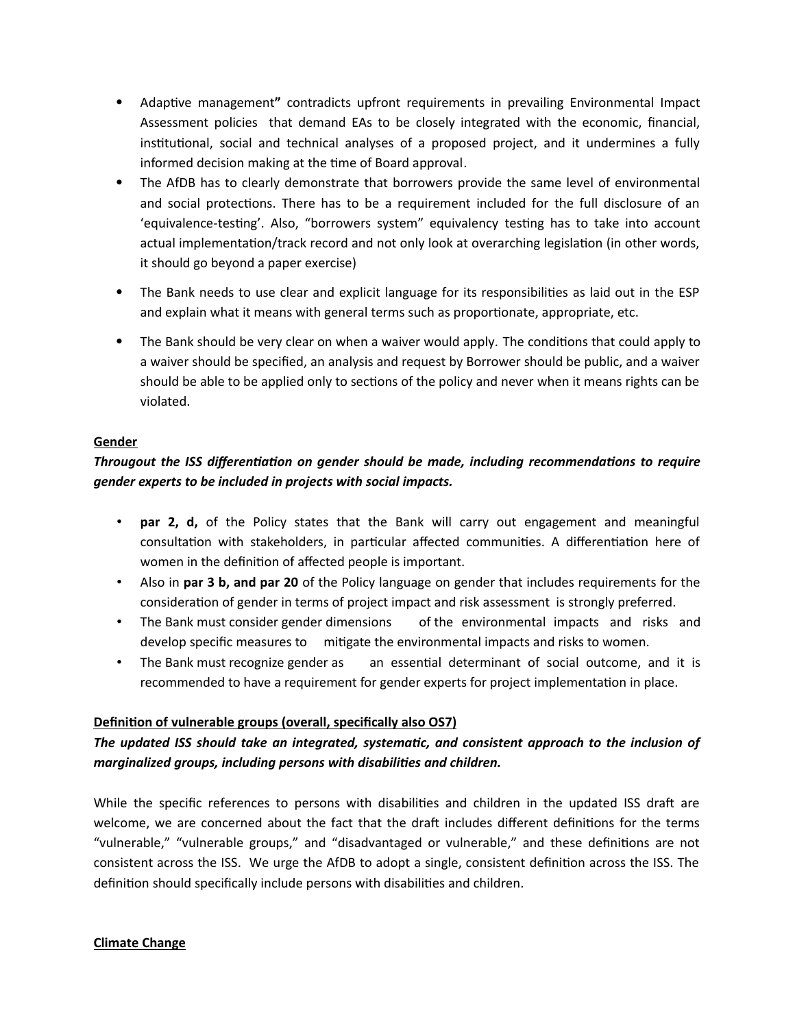- Adaptive management" contradicts upfront requirements in prevailing Environmental Impact Assessment policies that demand EAs to be closely integrated with the economic, financial, institutional, social and technical analyses of a proposed project, and it undermines a fully informed decision making at the time of Board approval.
- The AfDB has to clearly demonstrate that borrowers provide the same level of environmental and social protections. There has to be a requirement included for the full disclosure of an 'equivalence-testing'. Also, "borrowers system" equivalency testing has to take into account actual implementation/track record and not only look at overarching legislation (in other words, it should go beyond a paper exercise)
- The Bank needs to use clear and explicit language for its responsibilities as laid out in the ESP and explain what it means with general terms such as proportionate, appropriate, etc.
- The Bank should be very clear on when a waiver would apply. The conditions that could apply to a waiver should be specified, an analysis and request by Borrower should be public, and a waiver should be able to be applied only to sections of the policy and never when it means rights can be violated.

**Gender**

***Througout the ISS differentiation on gender should be made, including recommendations to require gender experts to be included in projects with social impacts.***

- **par 2, d,** of the Policy states that the Bank will carry out engagement and meaningful consultation with stakeholders, in particular affected communities. A differentiation here of women in the definition of affected people is important.
- Also in **par 3 b, and par 20** of the Policy language on gender that includes requirements for the consideration of gender in terms of project impact and risk assessment is strongly preferred.
- The Bank must consider gender dimensions of the environmental impacts and risks and develop specific measures to mitigate the environmental impacts and risks to women.
- The Bank must recognize gender as an essential determinant of social outcome, and it is recommended to have a requirement for gender experts for project implementation in place.

**Definition of vulnerable groups (overall, specifically also OS7)**

***The updated ISS should take an integrated, systematic, and consistent approach to the inclusion of marginalized groups, including persons with disabilities and children.***

While the specific references to persons with disabilities and children in the updated ISS draft are welcome, we are concerned about the fact that the draft includes different definitions for the terms "vulnerable," "vulnerable groups," and "disadvantaged or vulnerable," and these definitions are not consistent across the ISS. We urge the AfDB to adopt a single, consistent definition across the ISS. The definition should specifically include persons with disabilities and children.

**Climate Change**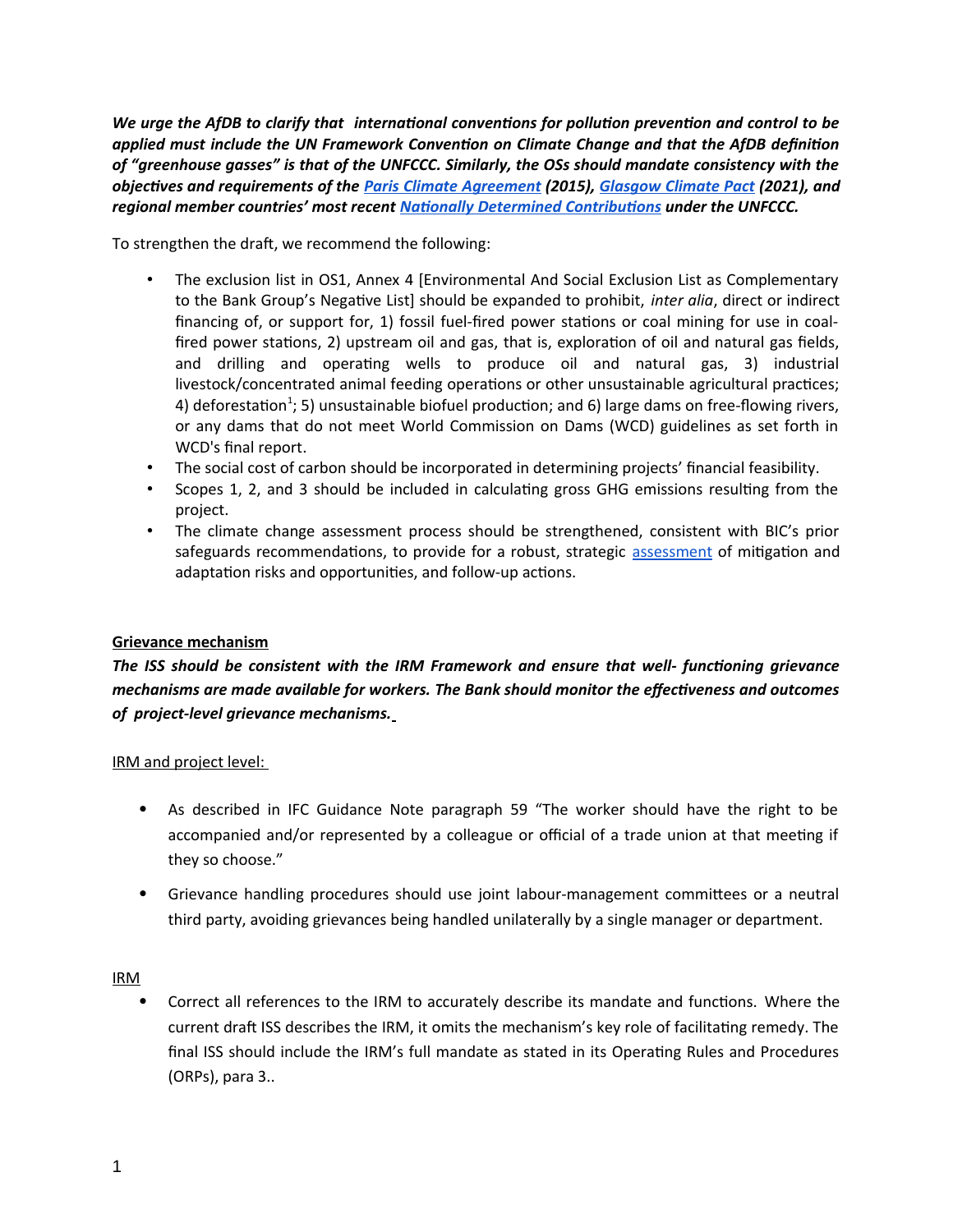***We urge the AfDB to clarify that international conventions for pollution prevention and control to be applied must include the UN Framework Convention on Climate Change and that the AfDB definition of "greenhouse gasses" is that of the UNFCCC. Similarly, the OSs should mandate consistency with the objectives and requirements of the [Paris Climate Agreement](#) (2015), [Glasgow Climate Pact](#) (2021), and regional member countries' most recent [Nationally Determined Contributions](#) under the UNFCCC.***

To strengthen the draft, we recommend the following:

- The exclusion list in OS1, Annex 4 [Environmental And Social Exclusion List as Complementary to the Bank Group's Negative List] should be expanded to prohibit, *inter alia*, direct or indirect financing of, or support for, 1) fossil fuel-fired power stations or coal mining for use in coal-fired power stations, 2) upstream oil and gas, that is, exploration of oil and natural gas fields, and drilling and operating wells to produce oil and natural gas, 3) industrial livestock/concentrated animal feeding operations or other unsustainable agricultural practices; 4) deforestation[1]; 5) unsustainable biofuel production; and 6) large dams on free-flowing rivers, or any dams that do not meet World Commission on Dams (WCD) guidelines as set forth in WCD's final report.
- The social cost of carbon should be incorporated in determining projects' financial feasibility.
- Scopes 1, 2, and 3 should be included in calculating gross GHG emissions resulting from the project.
- The climate change assessment process should be strengthened, consistent with BIC's prior safeguards recommendations, to provide for a robust, strategic [assessment](#) of mitigation and adaptation risks and opportunities, and follow-up actions.

**Grievance mechanism**

***The ISS should be consistent with the IRM Framework and ensure that well- functioning grievance mechanisms are made available for workers. The Bank should monitor the effectiveness and outcomes of project-level grievance mechanisms.***

IRM and project level:

- As described in IFC Guidance Note paragraph 59 "The worker should have the right to be accompanied and/or represented by a colleague or official of a trade union at that meeting if they so choose."
- Grievance handling procedures should use joint labour-management committees or a neutral third party, avoiding grievances being handled unilaterally by a single manager or department.

IRM

- Correct all references to the IRM to accurately describe its mandate and functions. Where the current draft ISS describes the IRM, it omits the mechanism's key role of facilitating remedy. The final ISS should include the IRM's full mandate as stated in its Operating Rules and Procedures (ORPs), para 3..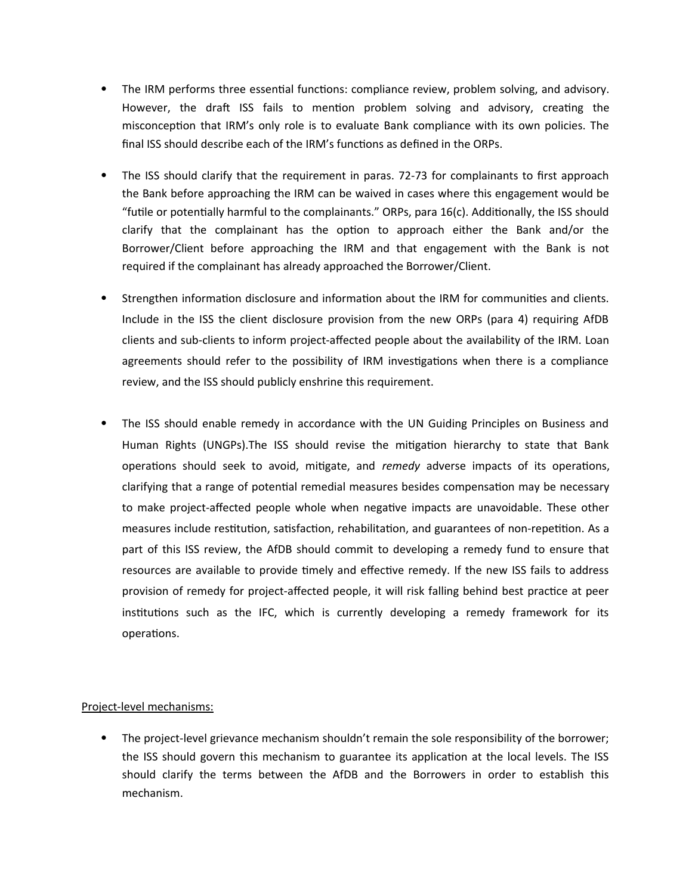- The IRM performs three essential functions: compliance review, problem solving, and advisory. However, the draft ISS fails to mention problem solving and advisory, creating the misconception that IRM's only role is to evaluate Bank compliance with its own policies. The final ISS should describe each of the IRM's functions as defined in the ORPs.

- The ISS should clarify that the requirement in paras. 72-73 for complainants to first approach the Bank before approaching the IRM can be waived in cases where this engagement would be "futile or potentially harmful to the complainants." ORPs, para 16(c). Additionally, the ISS should clarify that the complainant has the option to approach either the Bank and/or the Borrower/Client before approaching the IRM and that engagement with the Bank is not required if the complainant has already approached the Borrower/Client.

- Strengthen information disclosure and information about the IRM for communities and clients. Include in the ISS the client disclosure provision from the new ORPs (para 4) requiring AfDB clients and sub-clients to inform project-affected people about the availability of the IRM. Loan agreements should refer to the possibility of IRM investigations when there is a compliance review, and the ISS should publicly enshrine this requirement.

- The ISS should enable remedy in accordance with the UN Guiding Principles on Business and Human Rights (UNGPs).The ISS should revise the mitigation hierarchy to state that Bank operations should seek to avoid, mitigate, and *remedy* adverse impacts of its operations, clarifying that a range of potential remedial measures besides compensation may be necessary to make project-affected people whole when negative impacts are unavoidable. These other measures include restitution, satisfaction, rehabilitation, and guarantees of non-repetition. As a part of this ISS review, the AfDB should commit to developing a remedy fund to ensure that resources are available to provide timely and effective remedy. If the new ISS fails to address provision of remedy for project-affected people, it will risk falling behind best practice at peer institutions such as the IFC, which is currently developing a remedy framework for its operations.

<u>Project-level mechanisms:</u>

- The project-level grievance mechanism shouldn't remain the sole responsibility of the borrower; the ISS should govern this mechanism to guarantee its application at the local levels. The ISS should clarify the terms between the AfDB and the Borrowers in order to establish this mechanism.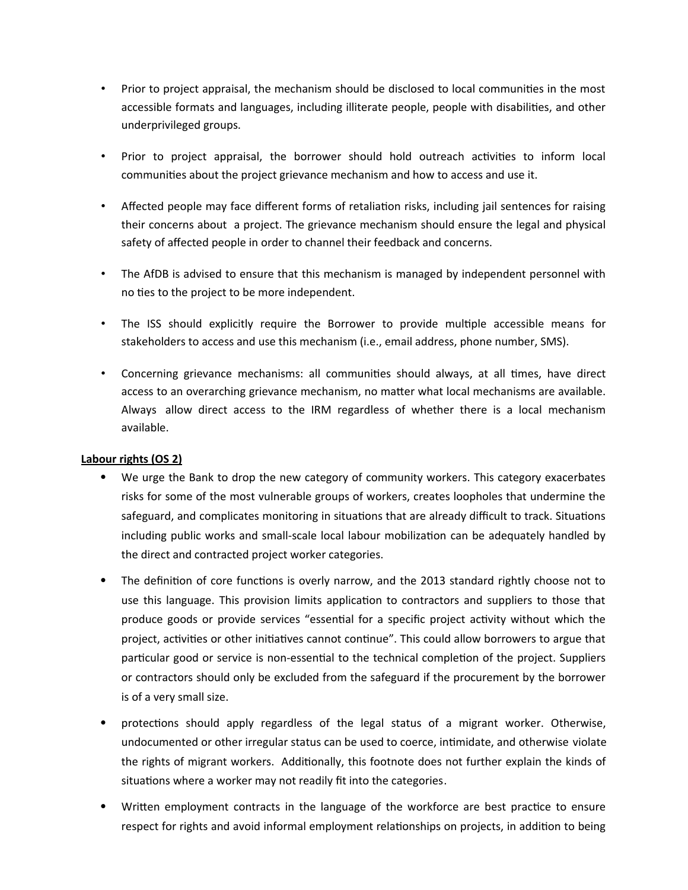- Prior to project appraisal, the mechanism should be disclosed to local communities in the most accessible formats and languages, including illiterate people, people with disabilities, and other underprivileged groups.

- Prior to project appraisal, the borrower should hold outreach activities to inform local communities about the project grievance mechanism and how to access and use it.

- Affected people may face different forms of retaliation risks, including jail sentences for raising their concerns about a project. The grievance mechanism should ensure the legal and physical safety of affected people in order to channel their feedback and concerns.

- The AfDB is advised to ensure that this mechanism is managed by independent personnel with no ties to the project to be more independent.

- The ISS should explicitly require the Borrower to provide multiple accessible means for stakeholders to access and use this mechanism (i.e., email address, phone number, SMS).

- Concerning grievance mechanisms: all communities should always, at all times, have direct access to an overarching grievance mechanism, no matter what local mechanisms are available. Always allow direct access to the IRM regardless of whether there is a local mechanism available.

**Labour rights (OS 2)**

- We urge the Bank to drop the new category of community workers. This category exacerbates risks for some of the most vulnerable groups of workers, creates loopholes that undermine the safeguard, and complicates monitoring in situations that are already difficult to track. Situations including public works and small-scale local labour mobilization can be adequately handled by the direct and contracted project worker categories.

- The definition of core functions is overly narrow, and the 2013 standard rightly choose not to use this language. This provision limits application to contractors and suppliers to those that produce goods or provide services "essential for a specific project activity without which the project, activities or other initiatives cannot continue". This could allow borrowers to argue that particular good or service is non-essential to the technical completion of the project. Suppliers or contractors should only be excluded from the safeguard if the procurement by the borrower is of a very small size.

- protections should apply regardless of the legal status of a migrant worker. Otherwise, undocumented or other irregular status can be used to coerce, intimidate, and otherwise violate the rights of migrant workers. Additionally, this footnote does not further explain the kinds of situations where a worker may not readily fit into the categories.

- Written employment contracts in the language of the workforce are best practice to ensure respect for rights and avoid informal employment relationships on projects, in addition to being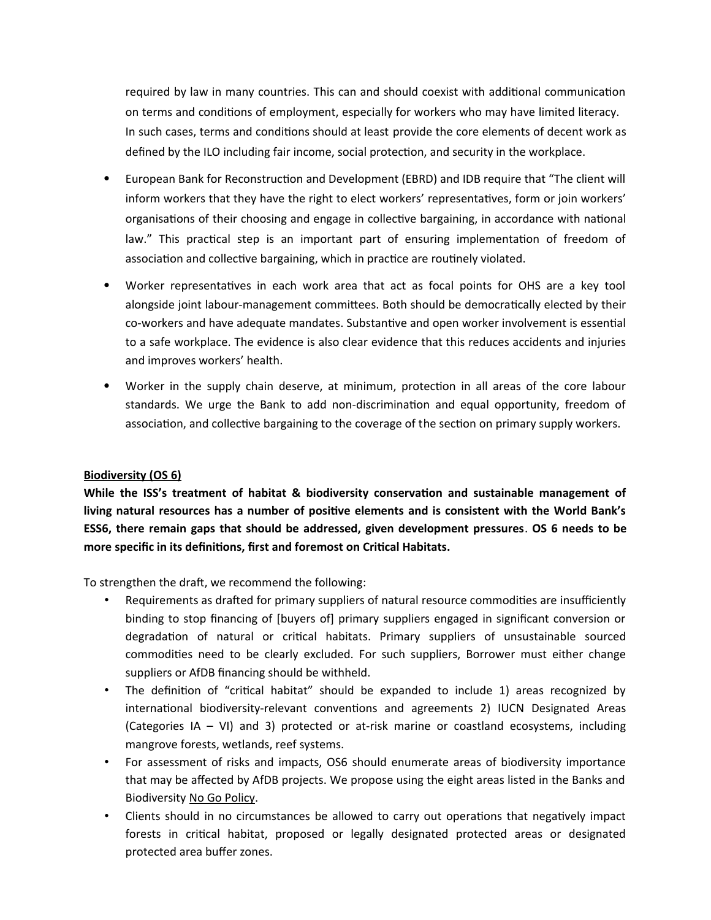required by law in many countries. This can and should coexist with additional communication on terms and conditions of employment, especially for workers who may have limited literacy. In such cases, terms and conditions should at least provide the core elements of decent work as defined by the ILO including fair income, social protection, and security in the workplace.

- European Bank for Reconstruction and Development (EBRD) and IDB require that "The client will inform workers that they have the right to elect workers' representatives, form or join workers' organisations of their choosing and engage in collective bargaining, in accordance with national law." This practical step is an important part of ensuring implementation of freedom of association and collective bargaining, which in practice are routinely violated.
- Worker representatives in each work area that act as focal points for OHS are a key tool alongside joint labour-management committees. Both should be democratically elected by their co-workers and have adequate mandates. Substantive and open worker involvement is essential to a safe workplace. The evidence is also clear evidence that this reduces accidents and injuries and improves workers' health.
- Worker in the supply chain deserve, at minimum, protection in all areas of the core labour standards. We urge the Bank to add non-discrimination and equal opportunity, freedom of association, and collective bargaining to the coverage of the section on primary supply workers.

<u>**Biodiversity (OS 6)**</u>

**While the ISS's treatment of habitat & biodiversity conservation and sustainable management of living natural resources has a number of positive elements and is consistent with the World Bank's ESS6, there remain gaps that should be addressed, given development pressures**. **OS 6 needs to be more specific in its definitions, first and foremost on Critical Habitats.**

To strengthen the draft, we recommend the following:

- Requirements as drafted for primary suppliers of natural resource commodities are insufficiently binding to stop financing of [buyers of] primary suppliers engaged in significant conversion or degradation of natural or critical habitats. Primary suppliers of unsustainable sourced commodities need to be clearly excluded. For such suppliers, Borrower must either change suppliers or AfDB financing should be withheld.
- The definition of "critical habitat" should be expanded to include 1) areas recognized by international biodiversity-relevant conventions and agreements 2) IUCN Designated Areas (Categories IA – VI) and 3) protected or at-risk marine or coastland ecosystems, including mangrove forests, wetlands, reef systems.
- For assessment of risks and impacts, OS6 should enumerate areas of biodiversity importance that may be affected by AfDB projects. We propose using the eight areas listed in the Banks and Biodiversity <u>No Go Policy</u>.
- Clients should in no circumstances be allowed to carry out operations that negatively impact forests in critical habitat, proposed or legally designated protected areas or designated protected area buffer zones.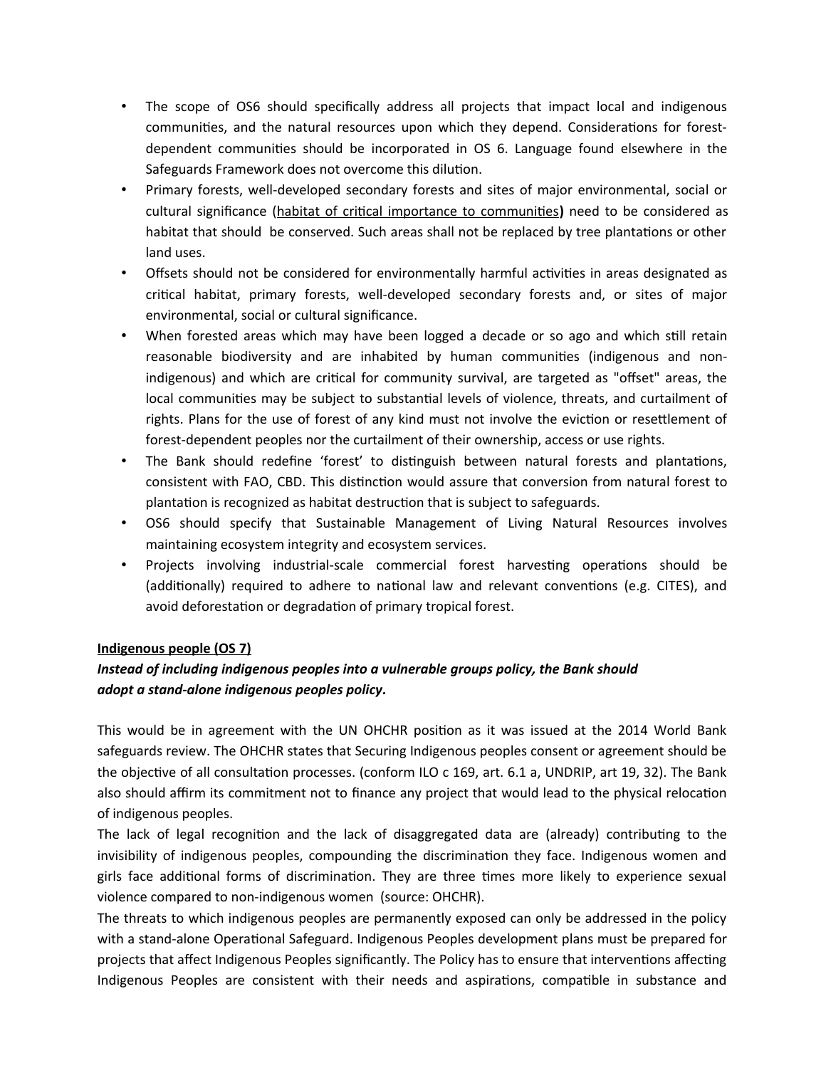- The scope of OS6 should specifically address all projects that impact local and indigenous communities, and the natural resources upon which they depend. Considerations for forest-dependent communities should be incorporated in OS 6. Language found elsewhere in the Safeguards Framework does not overcome this dilution.
- Primary forests, well-developed secondary forests and sites of major environmental, social or cultural significance (habitat of critical importance to communities**)** need to be considered as habitat that should be conserved. Such areas shall not be replaced by tree plantations or other land uses.
- Offsets should not be considered for environmentally harmful activities in areas designated as critical habitat, primary forests, well-developed secondary forests and, or sites of major environmental, social or cultural significance.
- When forested areas which may have been logged a decade or so ago and which still retain reasonable biodiversity and are inhabited by human communities (indigenous and non-indigenous) and which are critical for community survival, are targeted as "offset" areas, the local communities may be subject to substantial levels of violence, threats, and curtailment of rights. Plans for the use of forest of any kind must not involve the eviction or resettlement of forest-dependent peoples nor the curtailment of their ownership, access or use rights.
- The Bank should redefine 'forest' to distinguish between natural forests and plantations, consistent with FAO, CBD. This distinction would assure that conversion from natural forest to plantation is recognized as habitat destruction that is subject to safeguards.
- OS6 should specify that Sustainable Management of Living Natural Resources involves maintaining ecosystem integrity and ecosystem services.
- Projects involving industrial-scale commercial forest harvesting operations should be (additionally) required to adhere to national law and relevant conventions (e.g. CITES), and avoid deforestation or degradation of primary tropical forest.

**Indigenous people (OS 7)**

***Instead of including indigenous peoples into a vulnerable groups policy, the Bank should adopt a stand-alone indigenous peoples policy.***

This would be in agreement with the UN OHCHR position as it was issued at the 2014 World Bank safeguards review. The OHCHR states that Securing Indigenous peoples consent or agreement should be the objective of all consultation processes. (conform ILO c 169, art. 6.1 a, UNDRIP, art 19, 32). The Bank also should affirm its commitment not to finance any project that would lead to the physical relocation of indigenous peoples.

The lack of legal recognition and the lack of disaggregated data are (already) contributing to the invisibility of indigenous peoples, compounding the discrimination they face. Indigenous women and girls face additional forms of discrimination. They are three times more likely to experience sexual violence compared to non-indigenous women (source: OHCHR).

The threats to which indigenous peoples are permanently exposed can only be addressed in the policy with a stand-alone Operational Safeguard. Indigenous Peoples development plans must be prepared for projects that affect Indigenous Peoples significantly. The Policy has to ensure that interventions affecting Indigenous Peoples are consistent with their needs and aspirations, compatible in substance and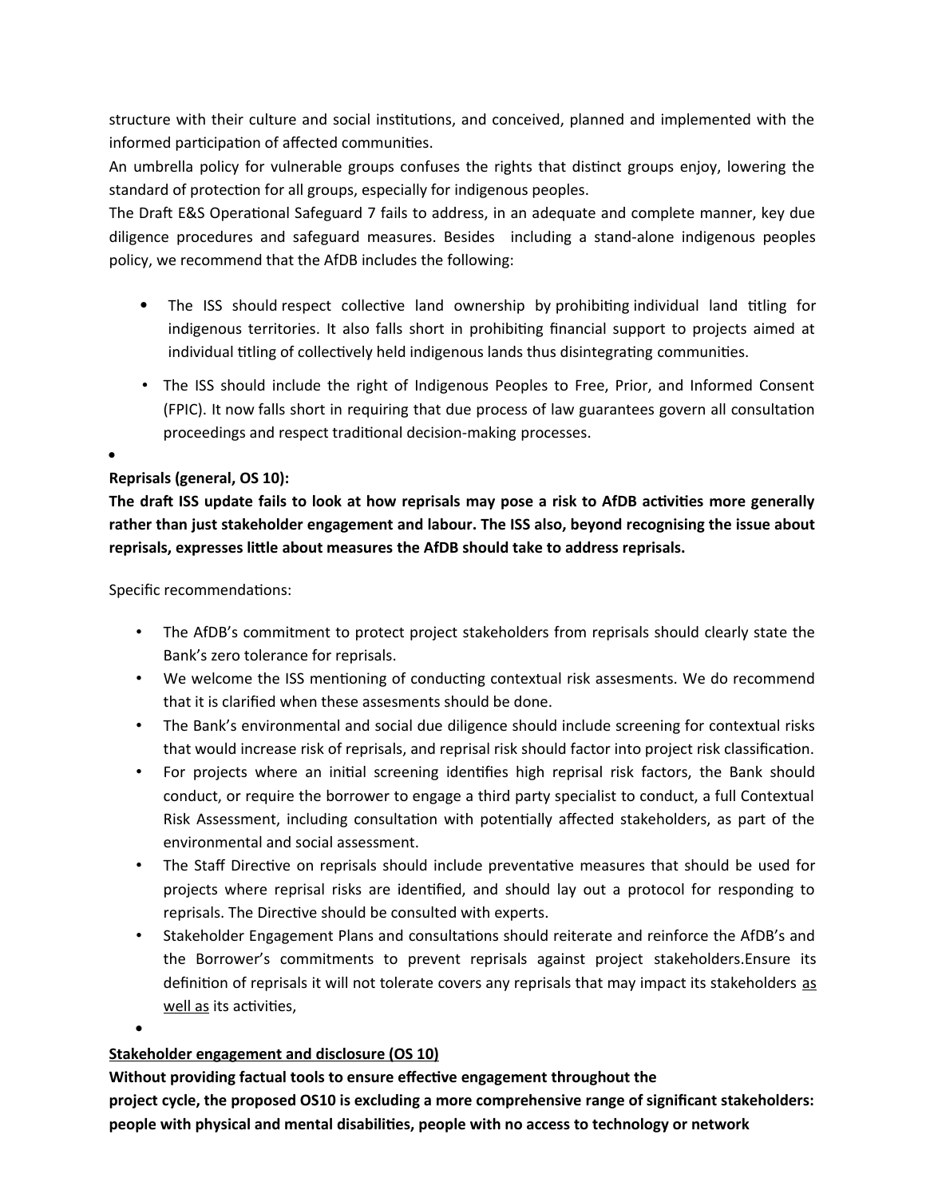structure with their culture and social institutions, and conceived, planned and implemented with the informed participation of affected communities.

An umbrella policy for vulnerable groups confuses the rights that distinct groups enjoy, lowering the standard of protection for all groups, especially for indigenous peoples.

The Draft E&S Operational Safeguard 7 fails to address, in an adequate and complete manner, key due diligence procedures and safeguard measures. Besides including a stand-alone indigenous peoples policy, we recommend that the AfDB includes the following:

- The ISS should respect collective land ownership by prohibiting individual land titling for indigenous territories. It also falls short in prohibiting financial support to projects aimed at individual titling of collectively held indigenous lands thus disintegrating communities.
- The ISS should include the right of Indigenous Peoples to Free, Prior, and Informed Consent (FPIC). It now falls short in requiring that due process of law guarantees govern all consultation proceedings and respect traditional decision-making processes.
-

**Reprisals (general, OS 10):**

**The draft ISS update fails to look at how reprisals may pose a risk to AfDB activities more generally rather than just stakeholder engagement and labour. The ISS also, beyond recognising the issue about reprisals, expresses little about measures the AfDB should take to address reprisals.**

Specific recommendations:

- The AfDB's commitment to protect project stakeholders from reprisals should clearly state the Bank's zero tolerance for reprisals.
- We welcome the ISS mentioning of conducting contextual risk assesments. We do recommend that it is clarified when these assesments should be done.
- The Bank's environmental and social due diligence should include screening for contextual risks that would increase risk of reprisals, and reprisal risk should factor into project risk classification.
- For projects where an initial screening identifies high reprisal risk factors, the Bank should conduct, or require the borrower to engage a third party specialist to conduct, a full Contextual Risk Assessment, including consultation with potentially affected stakeholders, as part of the environmental and social assessment.
- The Staff Directive on reprisals should include preventative measures that should be used for projects where reprisal risks are identified, and should lay out a protocol for responding to reprisals. The Directive should be consulted with experts.
- Stakeholder Engagement Plans and consultations should reiterate and reinforce the AfDB's and the Borrower's commitments to prevent reprisals against project stakeholders.Ensure its definition of reprisals it will not tolerate covers any reprisals that may impact its stakeholders <u>as well as</u> its activities,
-

**<u>Stakeholder engagement and disclosure (OS 10)</u>**

**Without providing factual tools to ensure effective engagement throughout the project cycle, the proposed OS10 is excluding a more comprehensive range of significant stakeholders: people with physical and mental disabilities, people with no access to technology or network**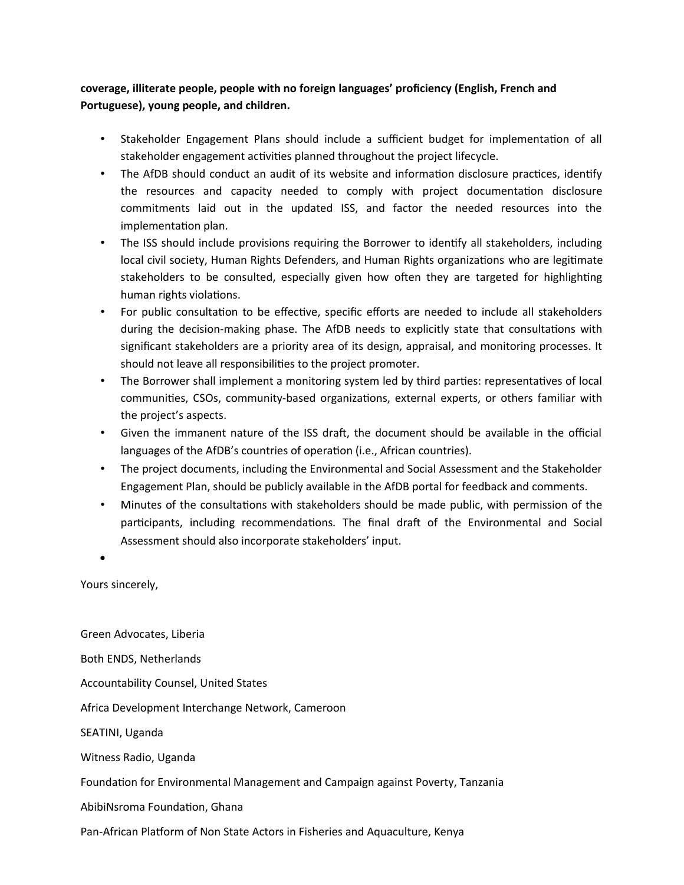**coverage, illiterate people, people with no foreign languages' proficiency (English, French and Portuguese), young people, and children.**

- Stakeholder Engagement Plans should include a sufficient budget for implementation of all stakeholder engagement activities planned throughout the project lifecycle.
- The AfDB should conduct an audit of its website and information disclosure practices, identify the resources and capacity needed to comply with project documentation disclosure commitments laid out in the updated ISS, and factor the needed resources into the implementation plan.
- The ISS should include provisions requiring the Borrower to identify all stakeholders, including local civil society, Human Rights Defenders, and Human Rights organizations who are legitimate stakeholders to be consulted, especially given how often they are targeted for highlighting human rights violations.
- For public consultation to be effective, specific efforts are needed to include all stakeholders during the decision-making phase. The AfDB needs to explicitly state that consultations with significant stakeholders are a priority area of its design, appraisal, and monitoring processes. It should not leave all responsibilities to the project promoter.
- The Borrower shall implement a monitoring system led by third parties: representatives of local communities, CSOs, community-based organizations, external experts, or others familiar with the project's aspects.
- Given the immanent nature of the ISS draft, the document should be available in the official languages of the AfDB's countries of operation (i.e., African countries).
- The project documents, including the Environmental and Social Assessment and the Stakeholder Engagement Plan, should be publicly available in the AfDB portal for feedback and comments.
- Minutes of the consultations with stakeholders should be made public, with permission of the participants, including recommendations. The final draft of the Environmental and Social Assessment should also incorporate stakeholders' input.

Yours sincerely,

Green Advocates, Liberia

Both ENDS, Netherlands

Accountability Counsel, United States

Africa Development Interchange Network, Cameroon

SEATINI, Uganda

Witness Radio, Uganda

Foundation for Environmental Management and Campaign against Poverty, Tanzania

AbibiNsroma Foundation, Ghana

Pan-African Platform of Non State Actors in Fisheries and Aquaculture, Kenya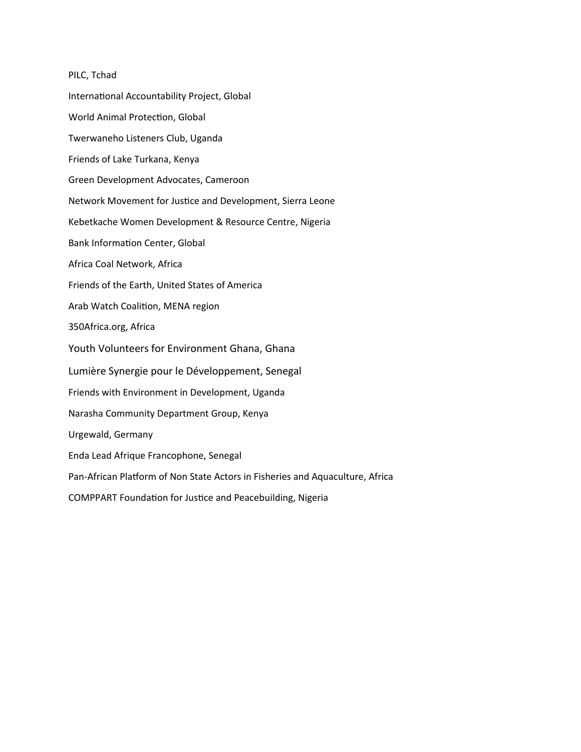PILC, Tchad

International Accountability Project, Global

World Animal Protection, Global

Twerwaneho Listeners Club, Uganda

Friends of Lake Turkana, Kenya

Green Development Advocates, Cameroon

Network Movement for Justice and Development, Sierra Leone

Kebetkache Women Development & Resource Centre, Nigeria

Bank Information Center, Global

Africa Coal Network, Africa

Friends of the Earth, United States of America

Arab Watch Coalition, MENA region

350Africa.org, Africa

Youth Volunteers for Environment Ghana, Ghana

Lumière Synergie pour le Développement, Senegal

Friends with Environment in Development, Uganda

Narasha Community Department Group, Kenya

Urgewald, Germany

Enda Lead Afrique Francophone, Senegal

Pan-African Platform of Non State Actors in Fisheries and Aquaculture, Africa

COMPPART Foundation for Justice and Peacebuilding, Nigeria